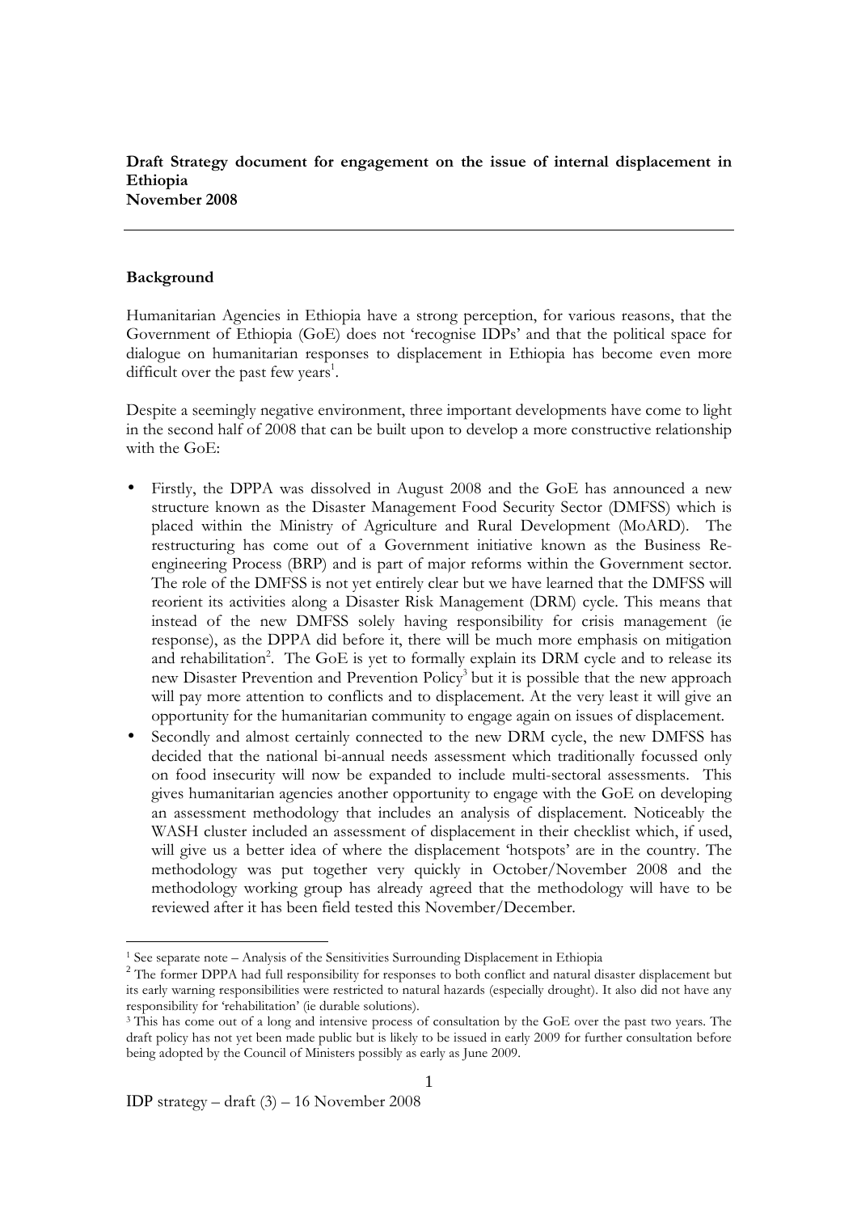**Draft Strategy document for engagement on the issue of internal displacement in Ethiopia**
**November 2008**

---

**Background**

Humanitarian Agencies in Ethiopia have a strong perception, for various reasons, that the Government of Ethiopia (GoE) does not 'recognise IDPs' and that the political space for dialogue on humanitarian responses to displacement in Ethiopia has become even more difficult over the past few years[1].

Despite a seemingly negative environment, three important developments have come to light in the second half of 2008 that can be built upon to develop a more constructive relationship with the GoE:

- Firstly, the DPPA was dissolved in August 2008 and the GoE has announced a new structure known as the Disaster Management Food Security Sector (DMFSS) which is placed within the Ministry of Agriculture and Rural Development (MoARD). The restructuring has come out of a Government initiative known as the Business Re-engineering Process (BRP) and is part of major reforms within the Government sector. The role of the DMFSS is not yet entirely clear but we have learned that the DMFSS will reorient its activities along a Disaster Risk Management (DRM) cycle. This means that instead of the new DMFSS solely having responsibility for crisis management (ie response), as the DPPA did before it, there will be much more emphasis on mitigation and rehabilitation[2]. The GoE is yet to formally explain its DRM cycle and to release its new Disaster Prevention and Prevention Policy[3] but it is possible that the new approach will pay more attention to conflicts and to displacement. At the very least it will give an opportunity for the humanitarian community to engage again on issues of displacement.
- Secondly and almost certainly connected to the new DRM cycle, the new DMFSS has decided that the national bi-annual needs assessment which traditionally focussed only on food insecurity will now be expanded to include multi-sectoral assessments. This gives humanitarian agencies another opportunity to engage with the GoE on developing an assessment methodology that includes an analysis of displacement. Noticeably the WASH cluster included an assessment of displacement in their checklist which, if used, will give us a better idea of where the displacement 'hotspots' are in the country. The methodology was put together very quickly in October/November 2008 and the methodology working group has already agreed that the methodology will have to be reviewed after it has been field tested this November/December.

---

[1] See separate note – Analysis of the Sensitivities Surrounding Displacement in Ethiopia

[2] The former DPPA had full responsibility for responses to both conflict and natural disaster displacement but its early warning responsibilities were restricted to natural hazards (especially drought). It also did not have any responsibility for 'rehabilitation' (ie durable solutions).

[3] This has come out of a long and intensive process of consultation by the GoE over the past two years. The draft policy has not yet been made public but is likely to be issued in early 2009 for further consultation before being adopted by the Council of Ministers possibly as early as June 2009.

IDP strategy – draft (3) – 16 November 2008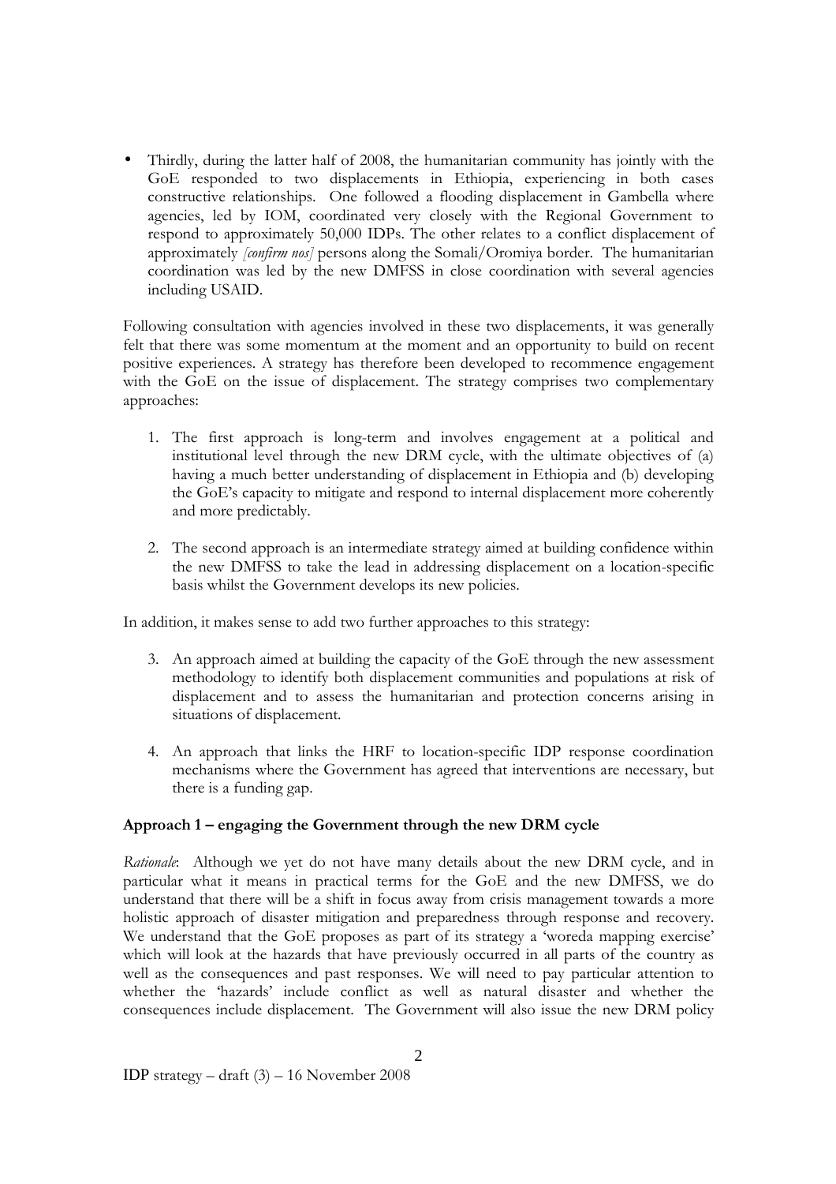- Thirdly, during the latter half of 2008, the humanitarian community has jointly with the GoE responded to two displacements in Ethiopia, experiencing in both cases constructive relationships. One followed a flooding displacement in Gambella where agencies, led by IOM, coordinated very closely with the Regional Government to respond to approximately 50,000 IDPs. The other relates to a conflict displacement of approximately *[confirm nos]* persons along the Somali/Oromiya border. The humanitarian coordination was led by the new DMFSS in close coordination with several agencies including USAID.

Following consultation with agencies involved in these two displacements, it was generally felt that there was some momentum at the moment and an opportunity to build on recent positive experiences. A strategy has therefore been developed to recommence engagement with the GoE on the issue of displacement. The strategy comprises two complementary approaches:

1. The first approach is long-term and involves engagement at a political and institutional level through the new DRM cycle, with the ultimate objectives of (a) having a much better understanding of displacement in Ethiopia and (b) developing the GoE's capacity to mitigate and respond to internal displacement more coherently and more predictably.

2. The second approach is an intermediate strategy aimed at building confidence within the new DMFSS to take the lead in addressing displacement on a location-specific basis whilst the Government develops its new policies.

In addition, it makes sense to add two further approaches to this strategy:

3. An approach aimed at building the capacity of the GoE through the new assessment methodology to identify both displacement communities and populations at risk of displacement and to assess the humanitarian and protection concerns arising in situations of displacement.

4. An approach that links the HRF to location-specific IDP response coordination mechanisms where the Government has agreed that interventions are necessary, but there is a funding gap.

**Approach 1 – engaging the Government through the new DRM cycle**

*Rationale*: Although we yet do not have many details about the new DRM cycle, and in particular what it means in practical terms for the GoE and the new DMFSS, we do understand that there will be a shift in focus away from crisis management towards a more holistic approach of disaster mitigation and preparedness through response and recovery. We understand that the GoE proposes as part of its strategy a 'woreda mapping exercise' which will look at the hazards that have previously occurred in all parts of the country as well as the consequences and past responses. We will need to pay particular attention to whether the 'hazards' include conflict as well as natural disaster and whether the consequences include displacement. The Government will also issue the new DRM policy

IDP strategy – draft (3) – 16 November 2008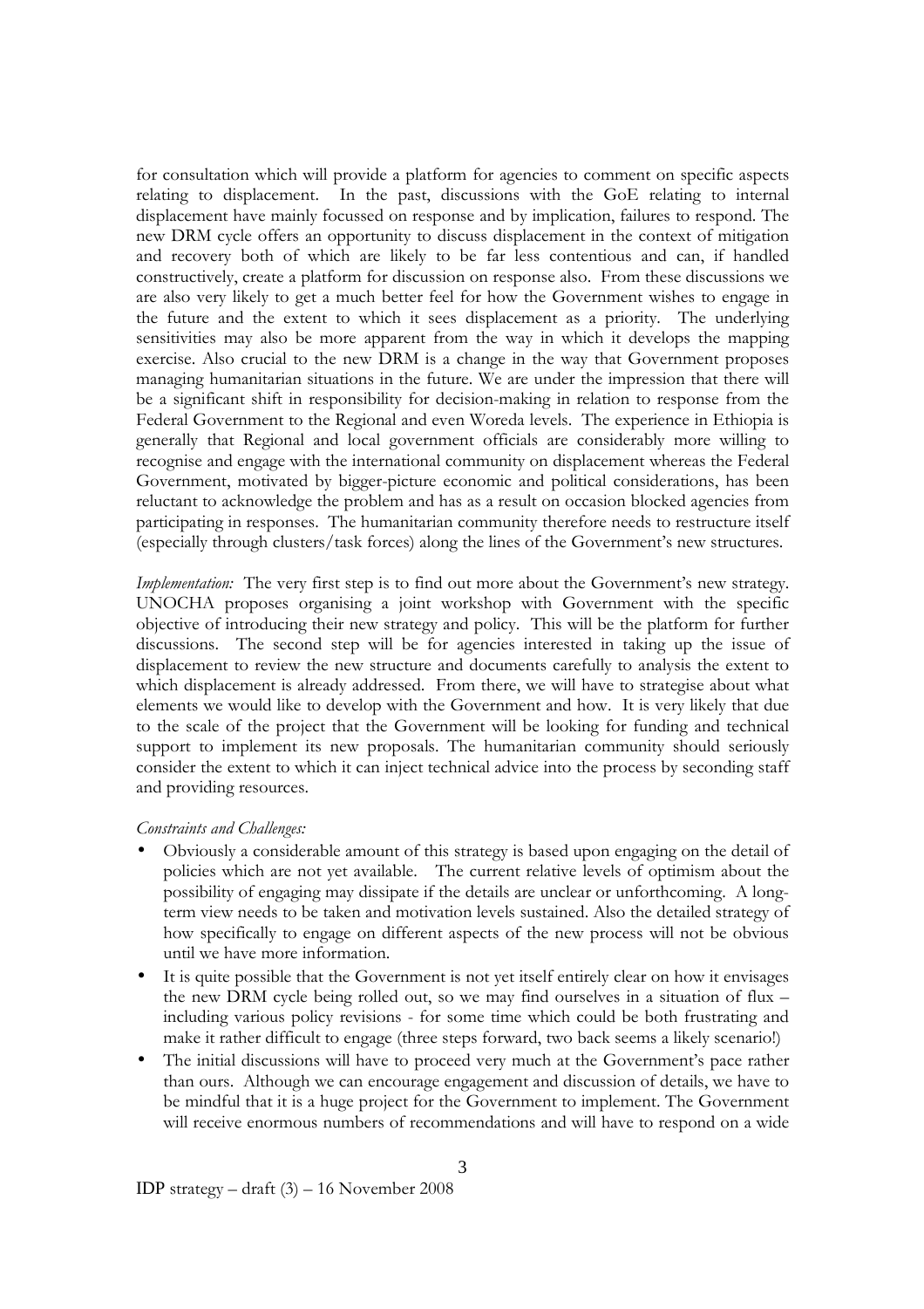for consultation which will provide a platform for agencies to comment on specific aspects relating to displacement. In the past, discussions with the GoE relating to internal displacement have mainly focussed on response and by implication, failures to respond. The new DRM cycle offers an opportunity to discuss displacement in the context of mitigation and recovery both of which are likely to be far less contentious and can, if handled constructively, create a platform for discussion on response also. From these discussions we are also very likely to get a much better feel for how the Government wishes to engage in the future and the extent to which it sees displacement as a priority. The underlying sensitivities may also be more apparent from the way in which it develops the mapping exercise. Also crucial to the new DRM is a change in the way that Government proposes managing humanitarian situations in the future. We are under the impression that there will be a significant shift in responsibility for decision-making in relation to response from the Federal Government to the Regional and even Woreda levels. The experience in Ethiopia is generally that Regional and local government officials are considerably more willing to recognise and engage with the international community on displacement whereas the Federal Government, motivated by bigger-picture economic and political considerations, has been reluctant to acknowledge the problem and has as a result on occasion blocked agencies from participating in responses. The humanitarian community therefore needs to restructure itself (especially through clusters/task forces) along the lines of the Government's new structures.

*Implementation:* The very first step is to find out more about the Government's new strategy. UNOCHA proposes organising a joint workshop with Government with the specific objective of introducing their new strategy and policy. This will be the platform for further discussions. The second step will be for agencies interested in taking up the issue of displacement to review the new structure and documents carefully to analysis the extent to which displacement is already addressed. From there, we will have to strategise about what elements we would like to develop with the Government and how. It is very likely that due to the scale of the project that the Government will be looking for funding and technical support to implement its new proposals. The humanitarian community should seriously consider the extent to which it can inject technical advice into the process by seconding staff and providing resources.

*Constraints and Challenges:*

- Obviously a considerable amount of this strategy is based upon engaging on the detail of policies which are not yet available. The current relative levels of optimism about the possibility of engaging may dissipate if the details are unclear or unforthcoming. A long-term view needs to be taken and motivation levels sustained. Also the detailed strategy of how specifically to engage on different aspects of the new process will not be obvious until we have more information.
- It is quite possible that the Government is not yet itself entirely clear on how it envisages the new DRM cycle being rolled out, so we may find ourselves in a situation of flux – including various policy revisions - for some time which could be both frustrating and make it rather difficult to engage (three steps forward, two back seems a likely scenario!)
- The initial discussions will have to proceed very much at the Government's pace rather than ours. Although we can encourage engagement and discussion of details, we have to be mindful that it is a huge project for the Government to implement. The Government will receive enormous numbers of recommendations and will have to respond on a wide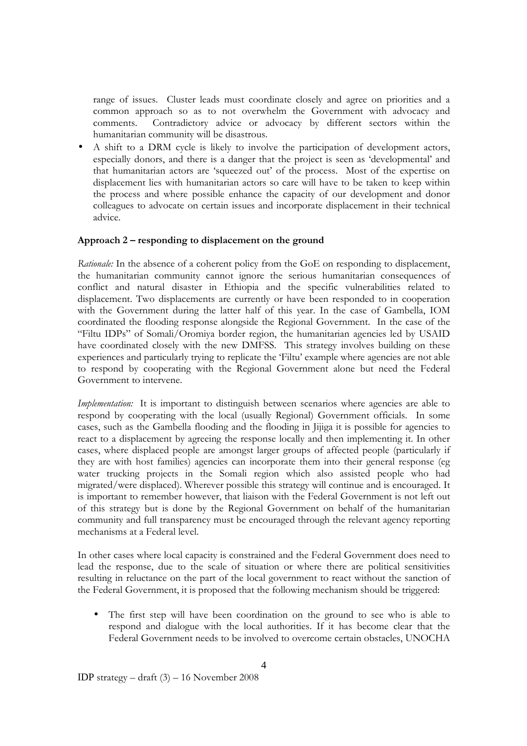range of issues. Cluster leads must coordinate closely and agree on priorities and a common approach so as to not overwhelm the Government with advocacy and comments. Contradictory advice or advocacy by different sectors within the humanitarian community will be disastrous.

- A shift to a DRM cycle is likely to involve the participation of development actors, especially donors, and there is a danger that the project is seen as 'developmental' and that humanitarian actors are 'squeezed out' of the process. Most of the expertise on displacement lies with humanitarian actors so care will have to be taken to keep within the process and where possible enhance the capacity of our development and donor colleagues to advocate on certain issues and incorporate displacement in their technical advice.

**Approach 2 – responding to displacement on the ground**

*Rationale:* In the absence of a coherent policy from the GoE on responding to displacement, the humanitarian community cannot ignore the serious humanitarian consequences of conflict and natural disaster in Ethiopia and the specific vulnerabilities related to displacement. Two displacements are currently or have been responded to in cooperation with the Government during the latter half of this year. In the case of Gambella, IOM coordinated the flooding response alongside the Regional Government. In the case of the "Filtu IDPs" of Somali/Oromiya border region, the humanitarian agencies led by USAID have coordinated closely with the new DMFSS. This strategy involves building on these experiences and particularly trying to replicate the 'Filtu' example where agencies are not able to respond by cooperating with the Regional Government alone but need the Federal Government to intervene.

*Implementation:* It is important to distinguish between scenarios where agencies are able to respond by cooperating with the local (usually Regional) Government officials. In some cases, such as the Gambella flooding and the flooding in Jijiga it is possible for agencies to react to a displacement by agreeing the response locally and then implementing it. In other cases, where displaced people are amongst larger groups of affected people (particularly if they are with host families) agencies can incorporate them into their general response (eg water trucking projects in the Somali region which also assisted people who had migrated/were displaced). Wherever possible this strategy will continue and is encouraged. It is important to remember however, that liaison with the Federal Government is not left out of this strategy but is done by the Regional Government on behalf of the humanitarian community and full transparency must be encouraged through the relevant agency reporting mechanisms at a Federal level.

In other cases where local capacity is constrained and the Federal Government does need to lead the response, due to the scale of situation or where there are political sensitivities resulting in reluctance on the part of the local government to react without the sanction of the Federal Government, it is proposed that the following mechanism should be triggered:

- The first step will have been coordination on the ground to see who is able to respond and dialogue with the local authorities. If it has become clear that the Federal Government needs to be involved to overcome certain obstacles, UNOCHA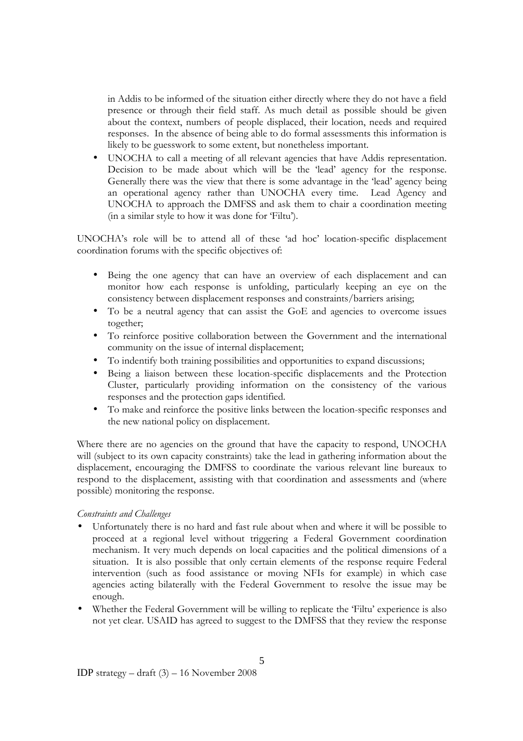in Addis to be informed of the situation either directly where they do not have a field presence or through their field staff. As much detail as possible should be given about the context, numbers of people displaced, their location, needs and required responses. In the absence of being able to do formal assessments this information is likely to be guesswork to some extent, but nonetheless important.

- UNOCHA to call a meeting of all relevant agencies that have Addis representation. Decision to be made about which will be the 'lead' agency for the response. Generally there was the view that there is some advantage in the 'lead' agency being an operational agency rather than UNOCHA every time. Lead Agency and UNOCHA to approach the DMFSS and ask them to chair a coordination meeting (in a similar style to how it was done for 'Filtu').

UNOCHA's role will be to attend all of these 'ad hoc' location-specific displacement coordination forums with the specific objectives of:

- Being the one agency that can have an overview of each displacement and can monitor how each response is unfolding, particularly keeping an eye on the consistency between displacement responses and constraints/barriers arising;
- To be a neutral agency that can assist the GoE and agencies to overcome issues together;
- To reinforce positive collaboration between the Government and the international community on the issue of internal displacement;
- To indentify both training possibilities and opportunities to expand discussions;
- Being a liaison between these location-specific displacements and the Protection Cluster, particularly providing information on the consistency of the various responses and the protection gaps identified.
- To make and reinforce the positive links between the location-specific responses and the new national policy on displacement.

Where there are no agencies on the ground that have the capacity to respond, UNOCHA will (subject to its own capacity constraints) take the lead in gathering information about the displacement, encouraging the DMFSS to coordinate the various relevant line bureaux to respond to the displacement, assisting with that coordination and assessments and (where possible) monitoring the response.

*Constraints and Challenges*

- Unfortunately there is no hard and fast rule about when and where it will be possible to proceed at a regional level without triggering a Federal Government coordination mechanism. It very much depends on local capacities and the political dimensions of a situation. It is also possible that only certain elements of the response require Federal intervention (such as food assistance or moving NFIs for example) in which case agencies acting bilaterally with the Federal Government to resolve the issue may be enough.
- Whether the Federal Government will be willing to replicate the 'Filtu' experience is also not yet clear. USAID has agreed to suggest to the DMFSS that they review the response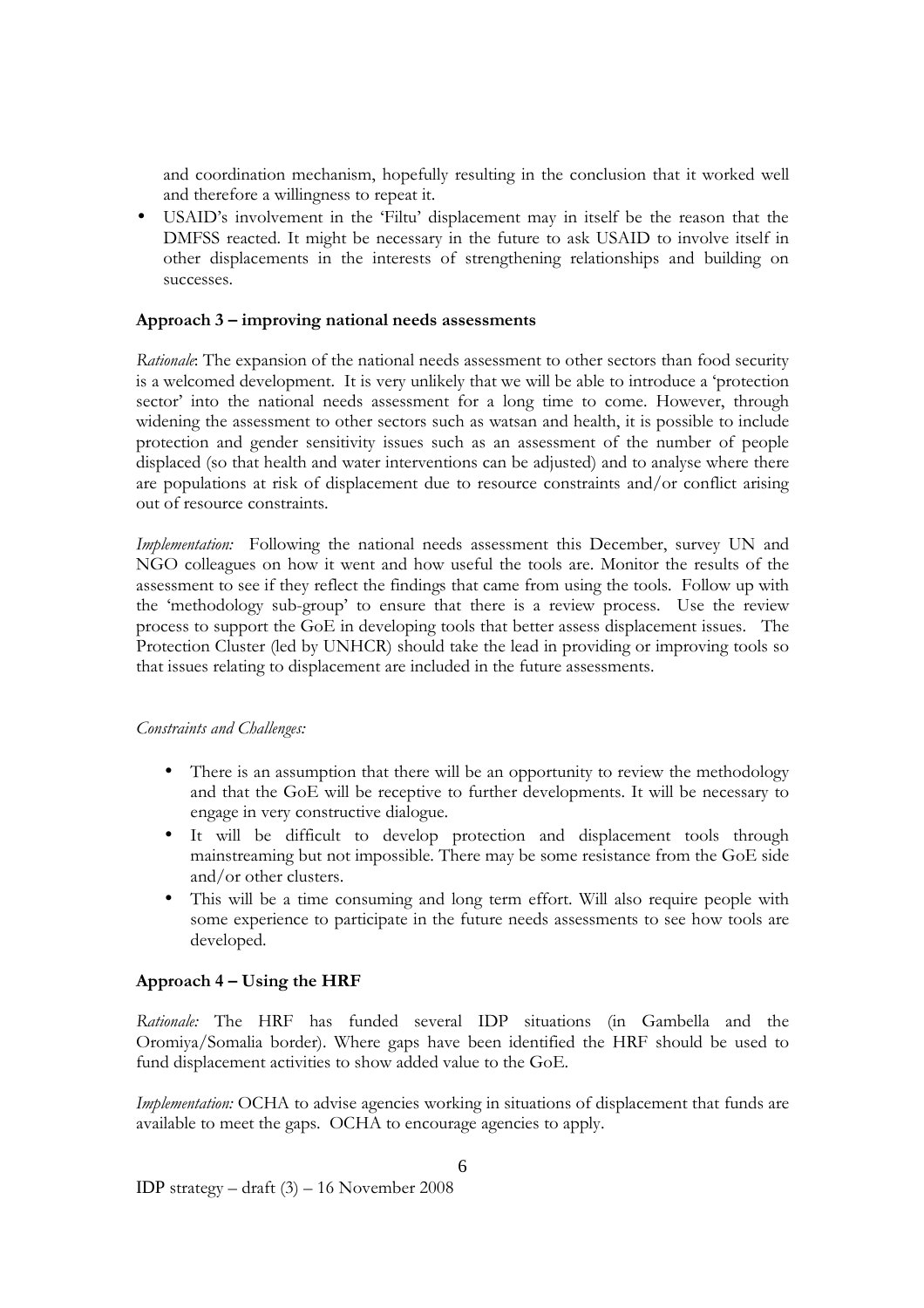and coordination mechanism, hopefully resulting in the conclusion that it worked well and therefore a willingness to repeat it.

- USAID's involvement in the 'Filtu' displacement may in itself be the reason that the DMFSS reacted. It might be necessary in the future to ask USAID to involve itself in other displacements in the interests of strengthening relationships and building on successes.

**Approach 3 – improving national needs assessments**

*Rationale*: The expansion of the national needs assessment to other sectors than food security is a welcomed development. It is very unlikely that we will be able to introduce a 'protection sector' into the national needs assessment for a long time to come. However, through widening the assessment to other sectors such as watsan and health, it is possible to include protection and gender sensitivity issues such as an assessment of the number of people displaced (so that health and water interventions can be adjusted) and to analyse where there are populations at risk of displacement due to resource constraints and/or conflict arising out of resource constraints.

*Implementation:* Following the national needs assessment this December, survey UN and NGO colleagues on how it went and how useful the tools are. Monitor the results of the assessment to see if they reflect the findings that came from using the tools. Follow up with the 'methodology sub-group' to ensure that there is a review process. Use the review process to support the GoE in developing tools that better assess displacement issues. The Protection Cluster (led by UNHCR) should take the lead in providing or improving tools so that issues relating to displacement are included in the future assessments.

*Constraints and Challenges:*

- There is an assumption that there will be an opportunity to review the methodology and that the GoE will be receptive to further developments. It will be necessary to engage in very constructive dialogue.
- It will be difficult to develop protection and displacement tools through mainstreaming but not impossible. There may be some resistance from the GoE side and/or other clusters.
- This will be a time consuming and long term effort. Will also require people with some experience to participate in the future needs assessments to see how tools are developed.

**Approach 4 – Using the HRF**

*Rationale:* The HRF has funded several IDP situations (in Gambella and the Oromiya/Somalia border). Where gaps have been identified the HRF should be used to fund displacement activities to show added value to the GoE.

*Implementation:* OCHA to advise agencies working in situations of displacement that funds are available to meet the gaps. OCHA to encourage agencies to apply.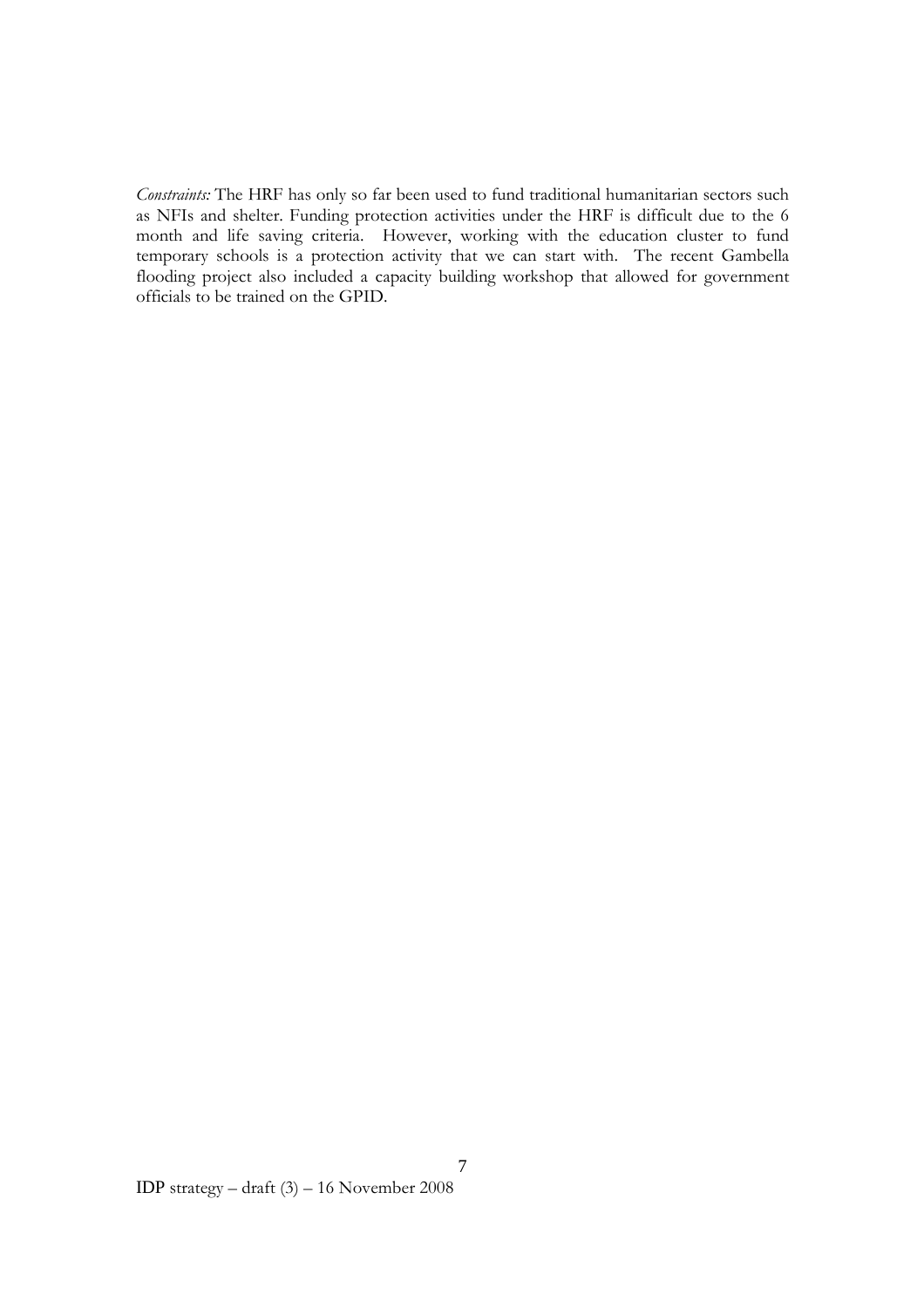*Constraints:* The HRF has only so far been used to fund traditional humanitarian sectors such as NFIs and shelter. Funding protection activities under the HRF is difficult due to the 6 month and life saving criteria. However, working with the education cluster to fund temporary schools is a protection activity that we can start with. The recent Gambella flooding project also included a capacity building workshop that allowed for government officials to be trained on the GPID.